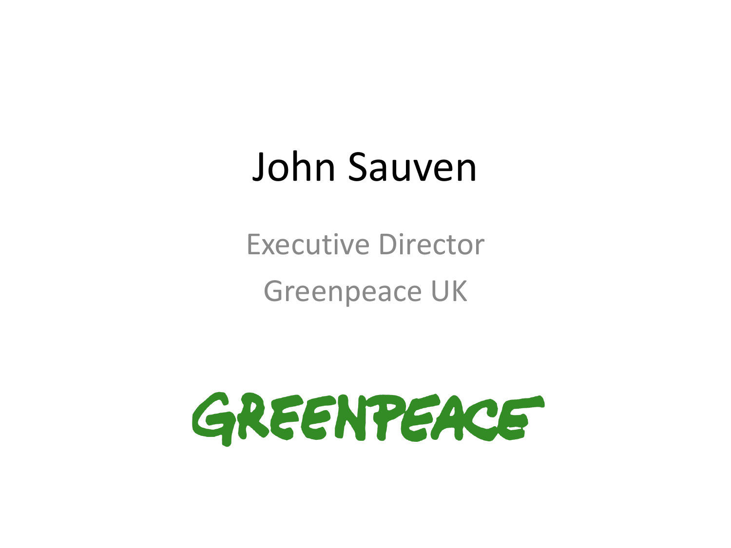# John Sauven

Executive Director

Greenpeace UK

GREENPEACE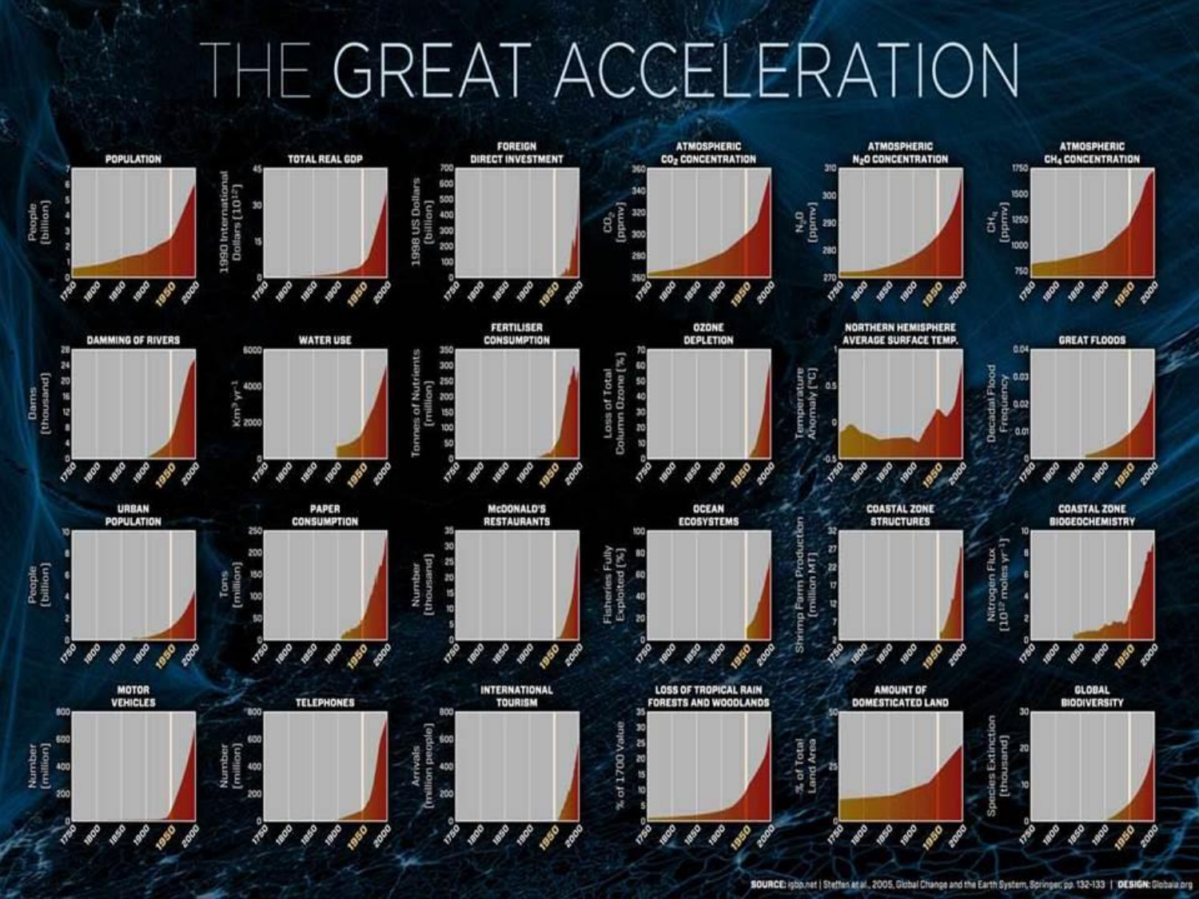# THE GREAT ACCELERATION

**POPULATION** — People (billion)

**TOTAL REAL GDP** — 1990 International Dollars ($10^{12}$)

**FOREIGN DIRECT INVESTMENT** — 1998 US Dollars (billion)

**ATMOSPHERIC $CO_2$ CONCENTRATION** — $CO_2$ (ppmv)

**ATMOSPHERIC $N_2O$ CONCENTRATION** — $N_2O$ (ppmv)

**ATMOSPHERIC $CH_4$ CONCENTRATION** — $CH_4$ (ppmv)

**DAMMING OF RIVERS** — Dams (thousand)

**WATER USE** — $Km^3\ yr^{-1}$

**FERTILISER CONSUMPTION** — Tonnes of Nutrients (million)

**OZONE DEPLETION** — Loss of Total Column Ozone (%)

**NORTHERN HEMISPHERE AVERAGE SURFACE TEMP.** — Temperature Anomaly (°C)

**GREAT FLOODS** — Decadal Flood Frequency

**URBAN POPULATION** — People (billion)

**PAPER CONSUMPTION** — Tons (million)

**McDONALD'S RESTAURANTS** — Number (thousand)

**OCEAN ECOSYSTEMS** — Fisheries Fully Exploited (%)

**COASTAL ZONE STRUCTURES** — Shrimp Farm Production (million MT)

**COASTAL ZONE BIOGEOCHEMISTRY** — Nitrogen Flux ($10^{12}$ moles $yr^{-1}$)

**MOTOR VEHICLES** — Number (million)

**TELEPHONES** — Number (million)

**INTERNATIONAL TOURISM** — Arrivals (million people)

**LOSS OF TROPICAL RAIN FORESTS AND WOODLANDS** — % of 1700 Value

**AMOUNT OF DOMESTICATED LAND** — % of Total Land Area

**GLOBAL BIODIVERSITY** — Species Extinction (thousand)

SOURCE: igbp.net | Steffen et al., 2005, Global Change and the Earth System, Springer, pp. 132-133 | DESIGN: Globaia.org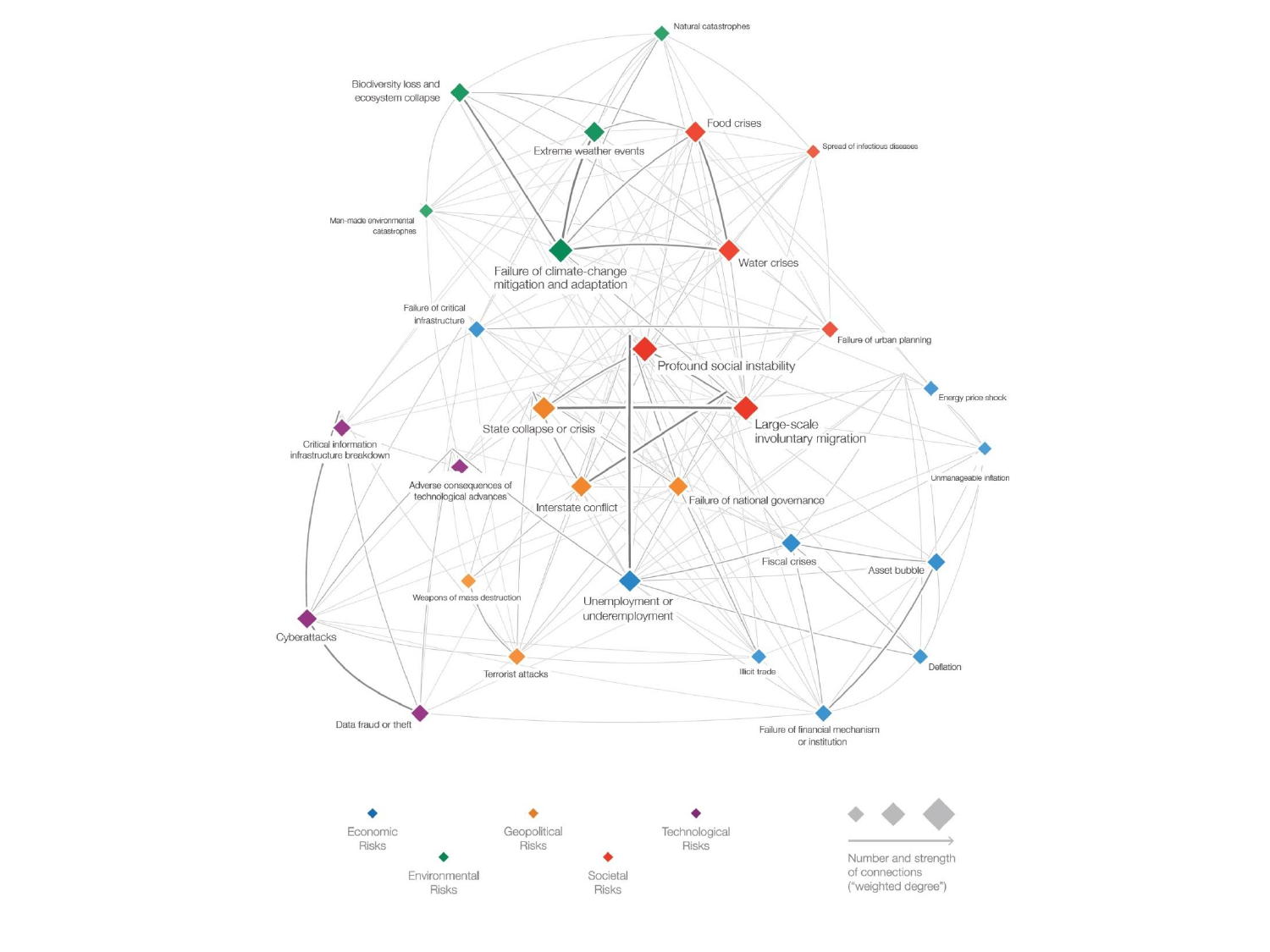Natural catastrophes

Biodiversity loss and ecosystem collapse

Extreme weather events

Food crises

Spread of infectious diseases

Man-made environmental catastrophes

Failure of climate-change mitigation and adaptation

Water crises

Failure of critical infrastructure

Failure of urban planning

Profound social instability

Energy price shock

State collapse or crisis

Large-scale involuntary migration

Critical information infrastructure breakdown

Unmanageable inflation

Adverse consequences of technological advances

Interstate conflict

Failure of national governance

Fiscal crises

Asset bubble

Weapons of mass destruction

Unemployment or underemployment

Cyberattacks

Terrorist attacks

Illicit trade

Deflation

Data fraud or theft

Failure of financial mechanism or institution

Economic Risks

Environmental Risks

Geopolitical Risks

Societal Risks

Technological Risks

Number and strength of connections ("weighted degree")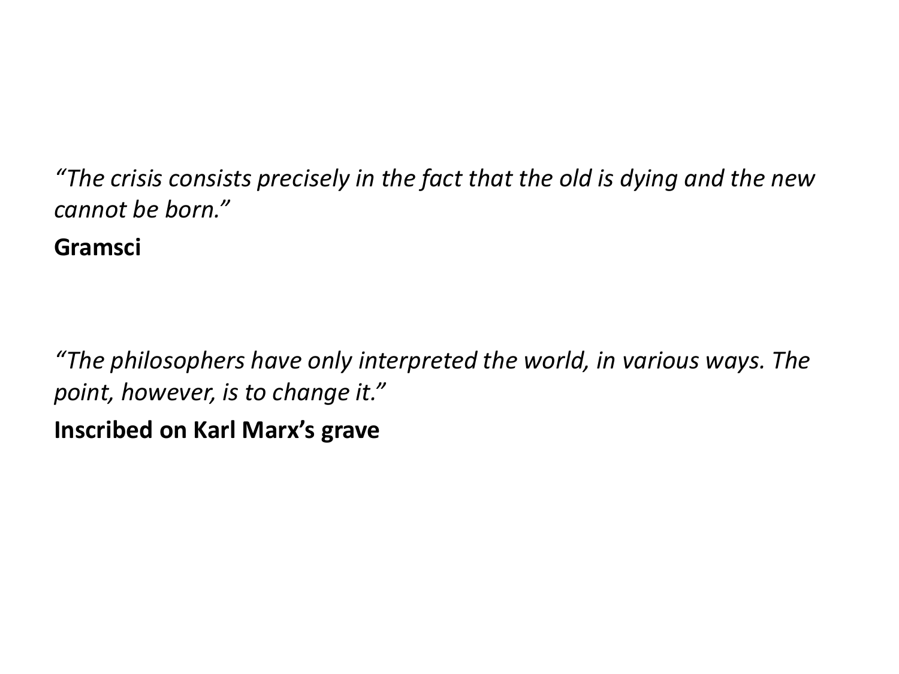*“The crisis consists precisely in the fact that the old is dying and the new cannot be born.”*

**Gramsci**

*“The philosophers have only interpreted the world, in various ways. The point, however, is to change it.”*

**Inscribed on Karl Marx’s grave**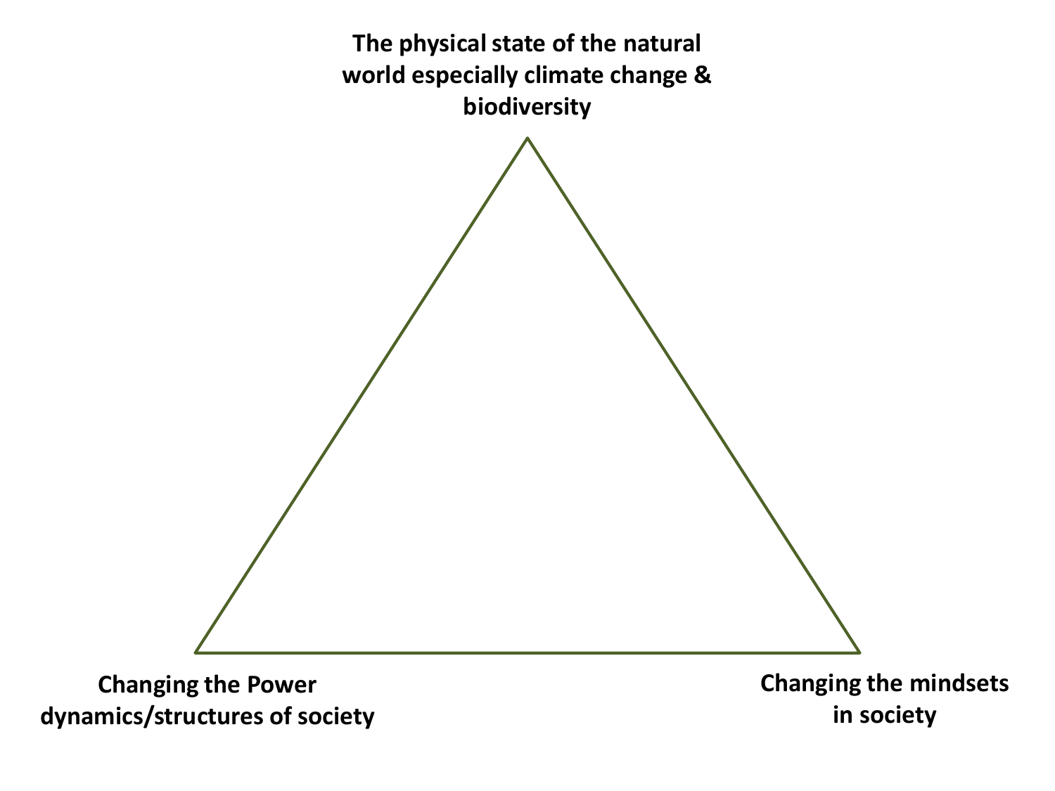**The physical state of the natural world especially climate change & biodiversity**

**Changing the Power dynamics/structures of society**

**Changing the mindsets in society**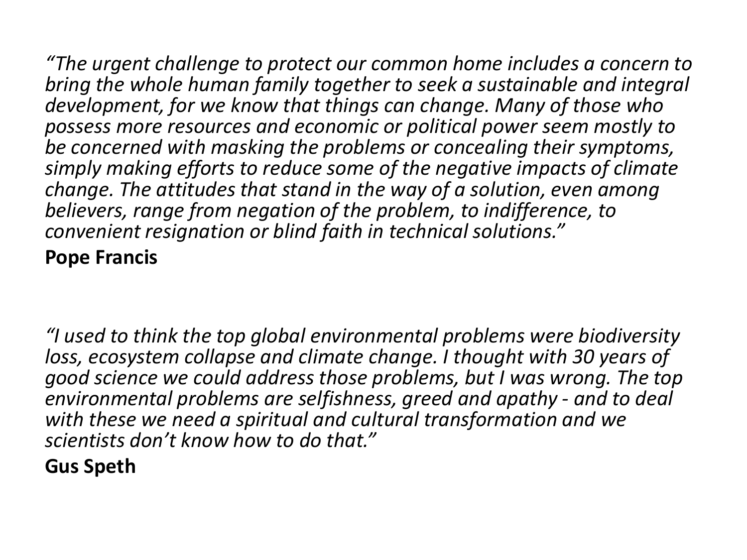*"The urgent challenge to protect our common home includes a concern to bring the whole human family together to seek a sustainable and integral development, for we know that things can change. Many of those who possess more resources and economic or political power seem mostly to be concerned with masking the problems or concealing their symptoms, simply making efforts to reduce some of the negative impacts of climate change. The attitudes that stand in the way of a solution, even among believers, range from negation of the problem, to indifference, to convenient resignation or blind faith in technical solutions."*

**Pope Francis**

*"I used to think the top global environmental problems were biodiversity loss, ecosystem collapse and climate change. I thought with 30 years of good science we could address those problems, but I was wrong. The top environmental problems are selfishness, greed and apathy - and to deal with these we need a spiritual and cultural transformation and we scientists don't know how to do that."*

**Gus Speth**